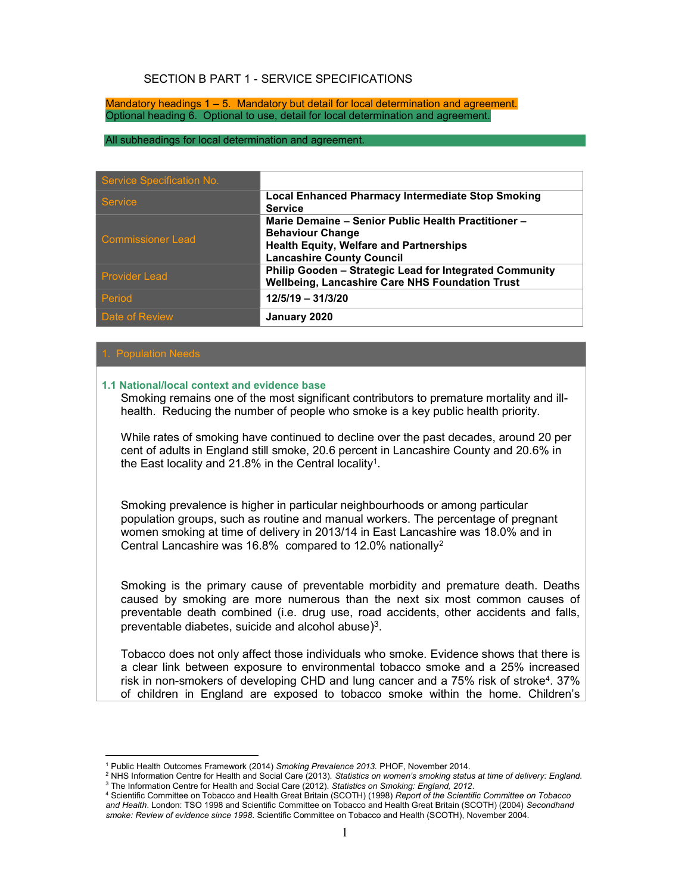SECTION B PART 1 - SERVICE SPECIFICATIONS

Mandatory headings 1 – 5. Mandatory but detail for local determination and agreement.
Optional heading 6. Optional to use, detail for local determination and agreement.

All subheadings for local determination and agreement.

| Service Specification No. | |
|---|---|
| Service | **Local Enhanced Pharmacy Intermediate Stop Smoking Service** |
| Commissioner Lead | **Marie Demaine – Senior Public Health Practitioner – Behaviour Change**<br>**Health Equity, Welfare and Partnerships**<br>**Lancashire County Council** |
| Provider Lead | **Philip Gooden – Strategic Lead for Integrated Community Wellbeing, Lancashire Care NHS Foundation Trust** |
| Period | **12/5/19 – 31/3/20** |
| Date of Review | **January 2020** |

## 1. Population Needs

### 1.1 National/local context and evidence base

Smoking remains one of the most significant contributors to premature mortality and ill-health. Reducing the number of people who smoke is a key public health priority.

While rates of smoking have continued to decline over the past decades, around 20 per cent of adults in England still smoke, 20.6 percent in Lancashire County and 20.6% in the East locality and 21.8% in the Central locality[1].

Smoking prevalence is higher in particular neighbourhoods or among particular population groups, such as routine and manual workers. The percentage of pregnant women smoking at time of delivery in 2013/14 in East Lancashire was 18.0% and in Central Lancashire was 16.8% compared to 12.0% nationally[2]

Smoking is the primary cause of preventable morbidity and premature death. Deaths caused by smoking are more numerous than the next six most common causes of preventable death combined (i.e. drug use, road accidents, other accidents and falls, preventable diabetes, suicide and alcohol abuse)[3].

Tobacco does not only affect those individuals who smoke. Evidence shows that there is a clear link between exposure to environmental tobacco smoke and a 25% increased risk in non-smokers of developing CHD and lung cancer and a 75% risk of stroke[4]. 37% of children in England are exposed to tobacco smoke within the home. Children's

---

[1] Public Health Outcomes Framework (2014) *Smoking Prevalence 2013.* PHOF, November 2014.
[2] NHS Information Centre for Health and Social Care (2013). *Statistics on women's smoking status at time of delivery: England.*
[3] The Information Centre for Health and Social Care (2012). *Statistics on Smoking: England, 2012.*
[4] Scientific Committee on Tobacco and Health Great Britain (SCOTH) (1998) *Report of the Scientific Committee on Tobacco and Health*. London: TSO 1998 and Scientific Committee on Tobacco and Health Great Britain (SCOTH) (2004) *Secondhand smoke: Review of evidence since 1998.* Scientific Committee on Tobacco and Health (SCOTH), November 2004.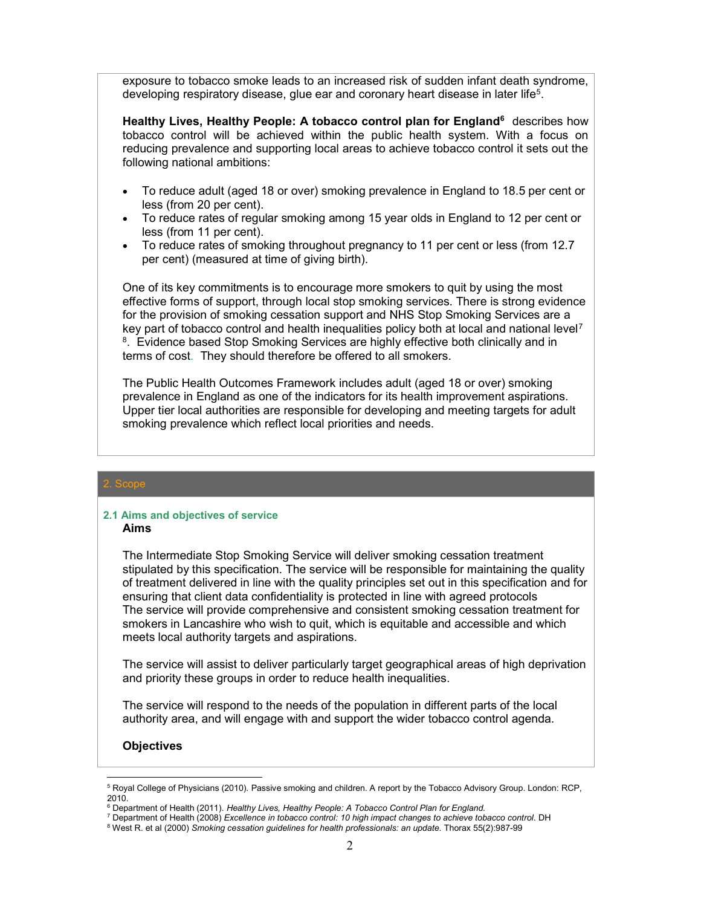exposure to tobacco smoke leads to an increased risk of sudden infant death syndrome, developing respiratory disease, glue ear and coronary heart disease in later life[5].

**Healthy Lives, Healthy People: A tobacco control plan for England[6]** describes how tobacco control will be achieved within the public health system. With a focus on reducing prevalence and supporting local areas to achieve tobacco control it sets out the following national ambitions:

- To reduce adult (aged 18 or over) smoking prevalence in England to 18.5 per cent or less (from 20 per cent).
- To reduce rates of regular smoking among 15 year olds in England to 12 per cent or less (from 11 per cent).
- To reduce rates of smoking throughout pregnancy to 11 per cent or less (from 12.7 per cent) (measured at time of giving birth).

One of its key commitments is to encourage more smokers to quit by using the most effective forms of support, through local stop smoking services. There is strong evidence for the provision of smoking cessation support and NHS Stop Smoking Services are a key part of tobacco control and health inequalities policy both at local and national level[7] [8]. Evidence based Stop Smoking Services are highly effective both clinically and in terms of cost. They should therefore be offered to all smokers.

The Public Health Outcomes Framework includes adult (aged 18 or over) smoking prevalence in England as one of the indicators for its health improvement aspirations. Upper tier local authorities are responsible for developing and meeting targets for adult smoking prevalence which reflect local priorities and needs.

## 2. Scope

### 2.1 Aims and objectives of service

**Aims**

The Intermediate Stop Smoking Service will deliver smoking cessation treatment stipulated by this specification. The service will be responsible for maintaining the quality of treatment delivered in line with the quality principles set out in this specification and for ensuring that client data confidentiality is protected in line with agreed protocols
The service will provide comprehensive and consistent smoking cessation treatment for smokers in Lancashire who wish to quit, which is equitable and accessible and which meets local authority targets and aspirations.

The service will assist to deliver particularly target geographical areas of high deprivation and priority these groups in order to reduce health inequalities.

The service will respond to the needs of the population in different parts of the local authority area, and will engage with and support the wider tobacco control agenda.

**Objectives**

---

[5] Royal College of Physicians (2010). Passive smoking and children. A report by the Tobacco Advisory Group. London: RCP, 2010.
[6] Department of Health (2011). *Healthy Lives, Healthy People: A Tobacco Control Plan for England.*
[7] Department of Health (2008) *Excellence in tobacco control: 10 high impact changes to achieve tobacco control.* DH
[8] West R. et al (2000) *Smoking cessation guidelines for health professionals: an update.* Thorax 55(2):987-99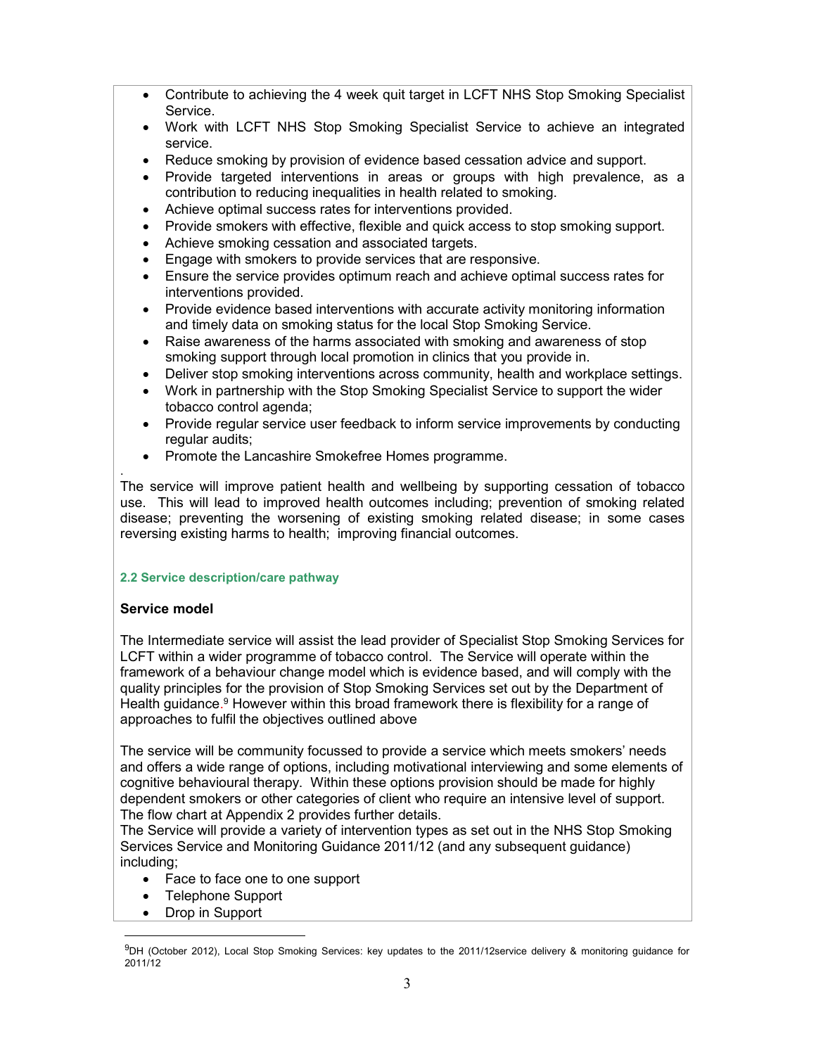- Contribute to achieving the 4 week quit target in LCFT NHS Stop Smoking Specialist Service.
- Work with LCFT NHS Stop Smoking Specialist Service to achieve an integrated service.
- Reduce smoking by provision of evidence based cessation advice and support.
- Provide targeted interventions in areas or groups with high prevalence, as a contribution to reducing inequalities in health related to smoking.
- Achieve optimal success rates for interventions provided.
- Provide smokers with effective, flexible and quick access to stop smoking support.
- Achieve smoking cessation and associated targets.
- Engage with smokers to provide services that are responsive.
- Ensure the service provides optimum reach and achieve optimal success rates for interventions provided.
- Provide evidence based interventions with accurate activity monitoring information and timely data on smoking status for the local Stop Smoking Service.
- Raise awareness of the harms associated with smoking and awareness of stop smoking support through local promotion in clinics that you provide in.
- Deliver stop smoking interventions across community, health and workplace settings.
- Work in partnership with the Stop Smoking Specialist Service to support the wider tobacco control agenda;
- Provide regular service user feedback to inform service improvements by conducting regular audits;
- Promote the Lancashire Smokefree Homes programme.

.

The service will improve patient health and wellbeing by supporting cessation of tobacco use. This will lead to improved health outcomes including; prevention of smoking related disease; preventing the worsening of existing smoking related disease; in some cases reversing existing harms to health; improving financial outcomes.

### 2.2 Service description/care pathway

**Service model**

The Intermediate service will assist the lead provider of Specialist Stop Smoking Services for LCFT within a wider programme of tobacco control. The Service will operate within the framework of a behaviour change model which is evidence based, and will comply with the quality principles for the provision of Stop Smoking Services set out by the Department of Health guidance.[9] However within this broad framework there is flexibility for a range of approaches to fulfil the objectives outlined above

The service will be community focussed to provide a service which meets smokers' needs and offers a wide range of options, including motivational interviewing and some elements of cognitive behavioural therapy. Within these options provision should be made for highly dependent smokers or other categories of client who require an intensive level of support. The flow chart at Appendix 2 provides further details.
The Service will provide a variety of intervention types as set out in the NHS Stop Smoking Services Service and Monitoring Guidance 2011/12 (and any subsequent guidance) including;

- Face to face one to one support
- Telephone Support
- Drop in Support

---

[9] DH (October 2012), Local Stop Smoking Services: key updates to the 2011/12service delivery & monitoring guidance for 2011/12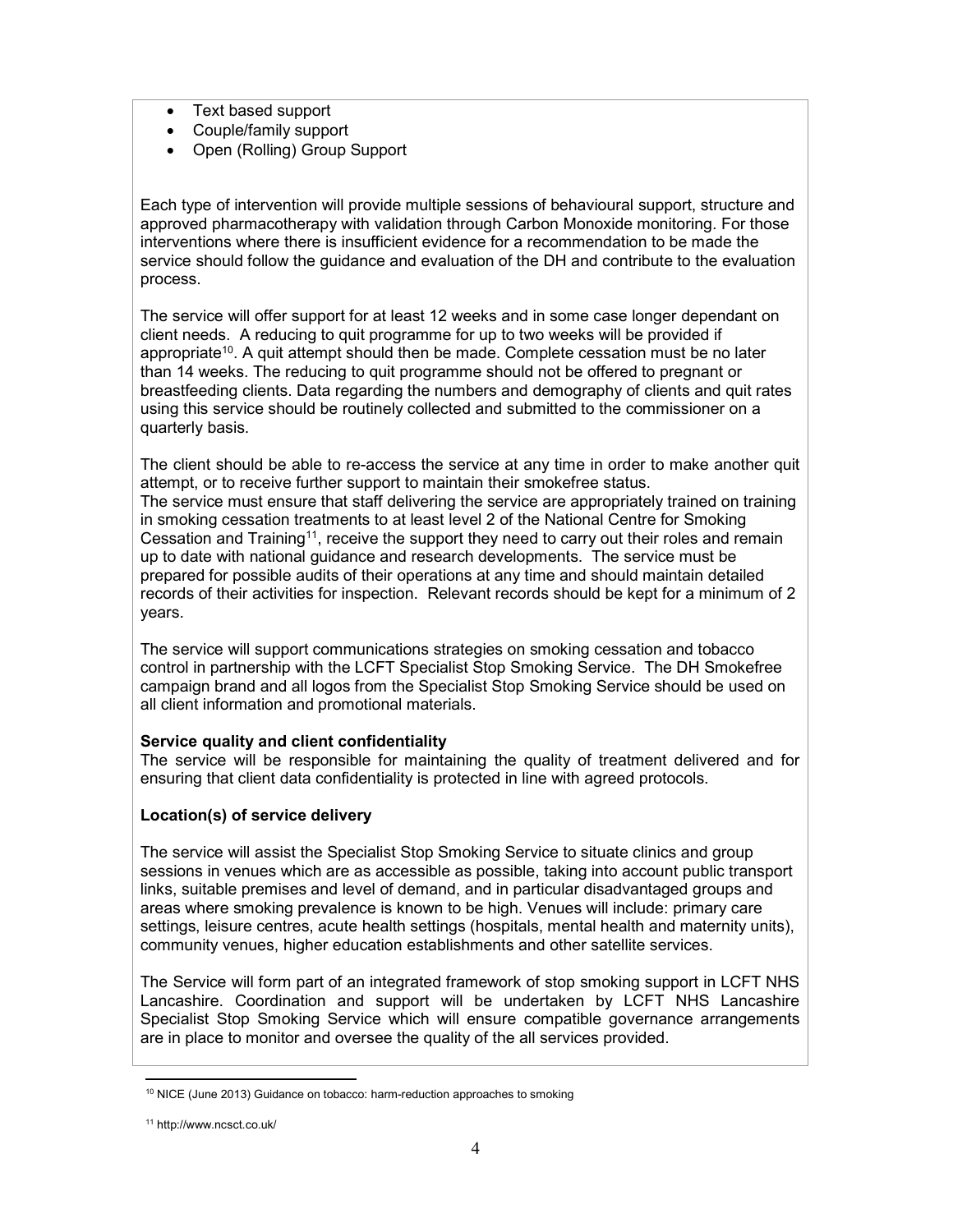- Text based support
- Couple/family support
- Open (Rolling) Group Support

Each type of intervention will provide multiple sessions of behavioural support, structure and approved pharmacotherapy with validation through Carbon Monoxide monitoring. For those interventions where there is insufficient evidence for a recommendation to be made the service should follow the guidance and evaluation of the DH and contribute to the evaluation process.

The service will offer support for at least 12 weeks and in some case longer dependant on client needs. A reducing to quit programme for up to two weeks will be provided if appropriate[10]. A quit attempt should then be made. Complete cessation must be no later than 14 weeks. The reducing to quit programme should not be offered to pregnant or breastfeeding clients. Data regarding the numbers and demography of clients and quit rates using this service should be routinely collected and submitted to the commissioner on a quarterly basis.

The client should be able to re-access the service at any time in order to make another quit attempt, or to receive further support to maintain their smokefree status.
The service must ensure that staff delivering the service are appropriately trained on training in smoking cessation treatments to at least level 2 of the National Centre for Smoking Cessation and Training[11], receive the support they need to carry out their roles and remain up to date with national guidance and research developments. The service must be prepared for possible audits of their operations at any time and should maintain detailed records of their activities for inspection. Relevant records should be kept for a minimum of 2 years.

The service will support communications strategies on smoking cessation and tobacco control in partnership with the LCFT Specialist Stop Smoking Service. The DH Smokefree campaign brand and all logos from the Specialist Stop Smoking Service should be used on all client information and promotional materials.

**Service quality and client confidentiality**
The service will be responsible for maintaining the quality of treatment delivered and for ensuring that client data confidentiality is protected in line with agreed protocols.

**Location(s) of service delivery**

The service will assist the Specialist Stop Smoking Service to situate clinics and group sessions in venues which are as accessible as possible, taking into account public transport links, suitable premises and level of demand, and in particular disadvantaged groups and areas where smoking prevalence is known to be high. Venues will include: primary care settings, leisure centres, acute health settings (hospitals, mental health and maternity units), community venues, higher education establishments and other satellite services.

The Service will form part of an integrated framework of stop smoking support in LCFT NHS Lancashire. Coordination and support will be undertaken by LCFT NHS Lancashire Specialist Stop Smoking Service which will ensure compatible governance arrangements are in place to monitor and oversee the quality of the all services provided.

[10] NICE (June 2013) Guidance on tobacco: harm-reduction approaches to smoking

[11] http://www.ncsct.co.uk/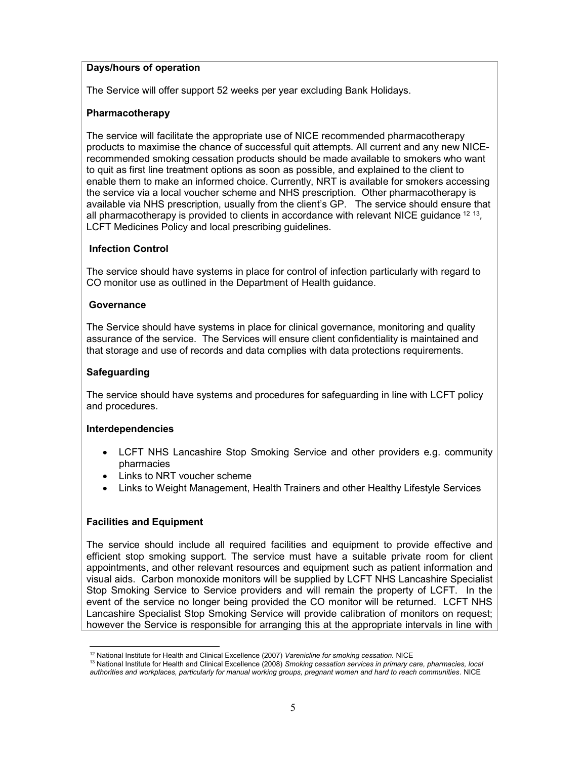**Days/hours of operation**

The Service will offer support 52 weeks per year excluding Bank Holidays.

**Pharmacotherapy**

The service will facilitate the appropriate use of NICE recommended pharmacotherapy products to maximise the chance of successful quit attempts. All current and any new NICE-recommended smoking cessation products should be made available to smokers who want to quit as first line treatment options as soon as possible, and explained to the client to enable them to make an informed choice. Currently, NRT is available for smokers accessing the service via a local voucher scheme and NHS prescription. Other pharmacotherapy is available via NHS prescription, usually from the client's GP. The service should ensure that all pharmacotherapy is provided to clients in accordance with relevant NICE guidance [12] [13], LCFT Medicines Policy and local prescribing guidelines.

**Infection Control**

The service should have systems in place for control of infection particularly with regard to CO monitor use as outlined in the Department of Health guidance.

**Governance**

The Service should have systems in place for clinical governance, monitoring and quality assurance of the service. The Services will ensure client confidentiality is maintained and that storage and use of records and data complies with data protections requirements.

**Safeguarding**

The service should have systems and procedures for safeguarding in line with LCFT policy and procedures.

**Interdependencies**

- LCFT NHS Lancashire Stop Smoking Service and other providers e.g. community pharmacies
- Links to NRT voucher scheme
- Links to Weight Management, Health Trainers and other Healthy Lifestyle Services

**Facilities and Equipment**

The service should include all required facilities and equipment to provide effective and efficient stop smoking support. The service must have a suitable private room for client appointments, and other relevant resources and equipment such as patient information and visual aids. Carbon monoxide monitors will be supplied by LCFT NHS Lancashire Specialist Stop Smoking Service to Service providers and will remain the property of LCFT. In the event of the service no longer being provided the CO monitor will be returned. LCFT NHS Lancashire Specialist Stop Smoking Service will provide calibration of monitors on request; however the Service is responsible for arranging this at the appropriate intervals in line with

[12] National Institute for Health and Clinical Excellence (2007) *Varenicline for smoking cessation.* NICE

[13] National Institute for Health and Clinical Excellence (2008) *Smoking cessation services in primary care, pharmacies, local authorities and workplaces, particularly for manual working groups, pregnant women and hard to reach communities*. NICE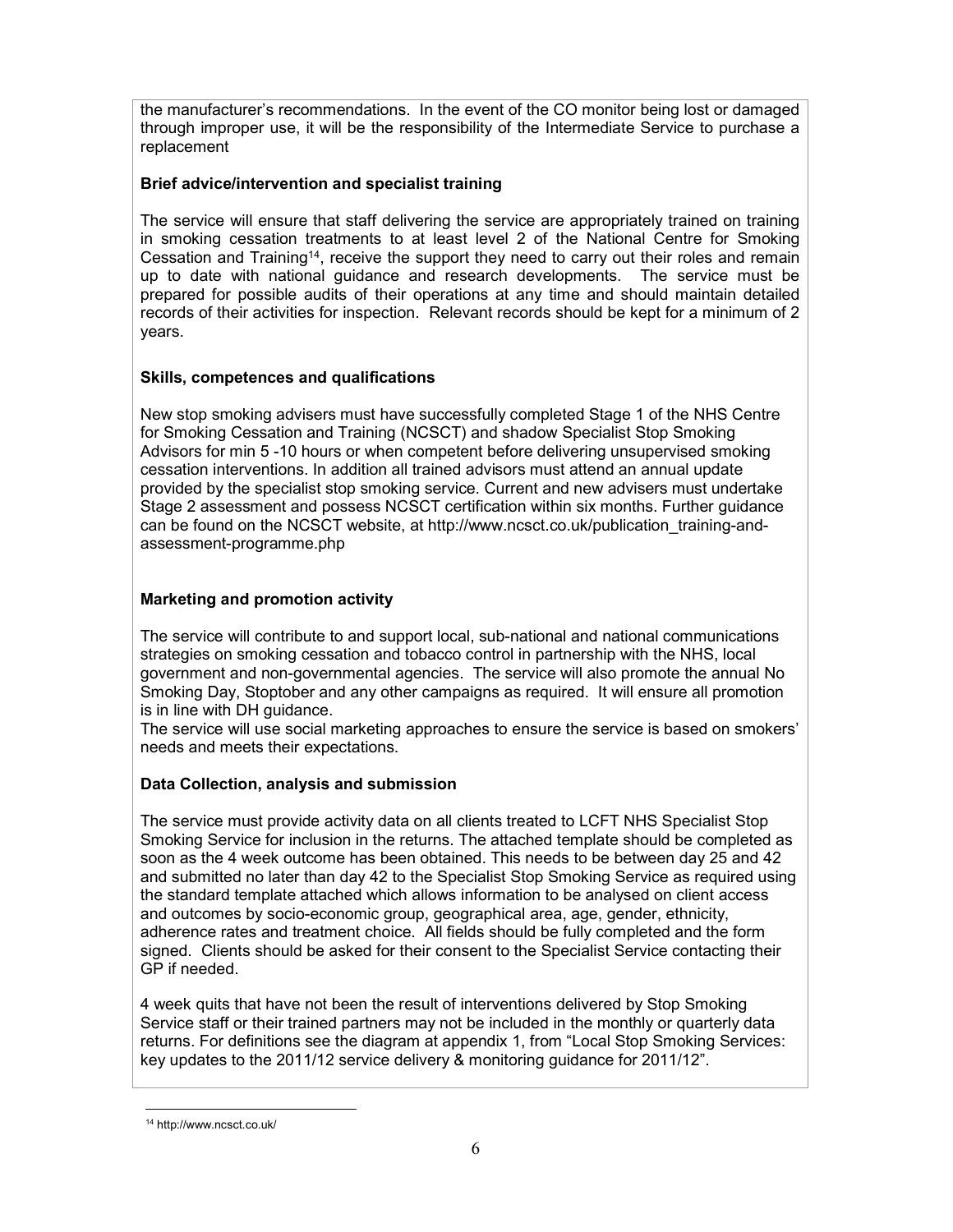the manufacturer's recommendations. In the event of the CO monitor being lost or damaged through improper use, it will be the responsibility of the Intermediate Service to purchase a replacement

**Brief advice/intervention and specialist training**

The service will ensure that staff delivering the service are appropriately trained on training in smoking cessation treatments to at least level 2 of the National Centre for Smoking Cessation and Training[14], receive the support they need to carry out their roles and remain up to date with national guidance and research developments. The service must be prepared for possible audits of their operations at any time and should maintain detailed records of their activities for inspection. Relevant records should be kept for a minimum of 2 years.

**Skills, competences and qualifications**

New stop smoking advisers must have successfully completed Stage 1 of the NHS Centre for Smoking Cessation and Training (NCSCT) and shadow Specialist Stop Smoking Advisors for min 5 -10 hours or when competent before delivering unsupervised smoking cessation interventions. In addition all trained advisors must attend an annual update provided by the specialist stop smoking service. Current and new advisers must undertake Stage 2 assessment and possess NCSCT certification within six months. Further guidance can be found on the NCSCT website, at http://www.ncsct.co.uk/publication_training-and-assessment-programme.php

**Marketing and promotion activity**

The service will contribute to and support local, sub-national and national communications strategies on smoking cessation and tobacco control in partnership with the NHS, local government and non-governmental agencies. The service will also promote the annual No Smoking Day, Stoptober and any other campaigns as required. It will ensure all promotion is in line with DH guidance.
The service will use social marketing approaches to ensure the service is based on smokers' needs and meets their expectations.

**Data Collection, analysis and submission**

The service must provide activity data on all clients treated to LCFT NHS Specialist Stop Smoking Service for inclusion in the returns. The attached template should be completed as soon as the 4 week outcome has been obtained. This needs to be between day 25 and 42 and submitted no later than day 42 to the Specialist Stop Smoking Service as required using the standard template attached which allows information to be analysed on client access and outcomes by socio-economic group, geographical area, age, gender, ethnicity, adherence rates and treatment choice. All fields should be fully completed and the form signed. Clients should be asked for their consent to the Specialist Service contacting their GP if needed.

4 week quits that have not been the result of interventions delivered by Stop Smoking Service staff or their trained partners may not be included in the monthly or quarterly data returns. For definitions see the diagram at appendix 1, from "Local Stop Smoking Services: key updates to the 2011/12 service delivery & monitoring guidance for 2011/12".

[14] http://www.ncsct.co.uk/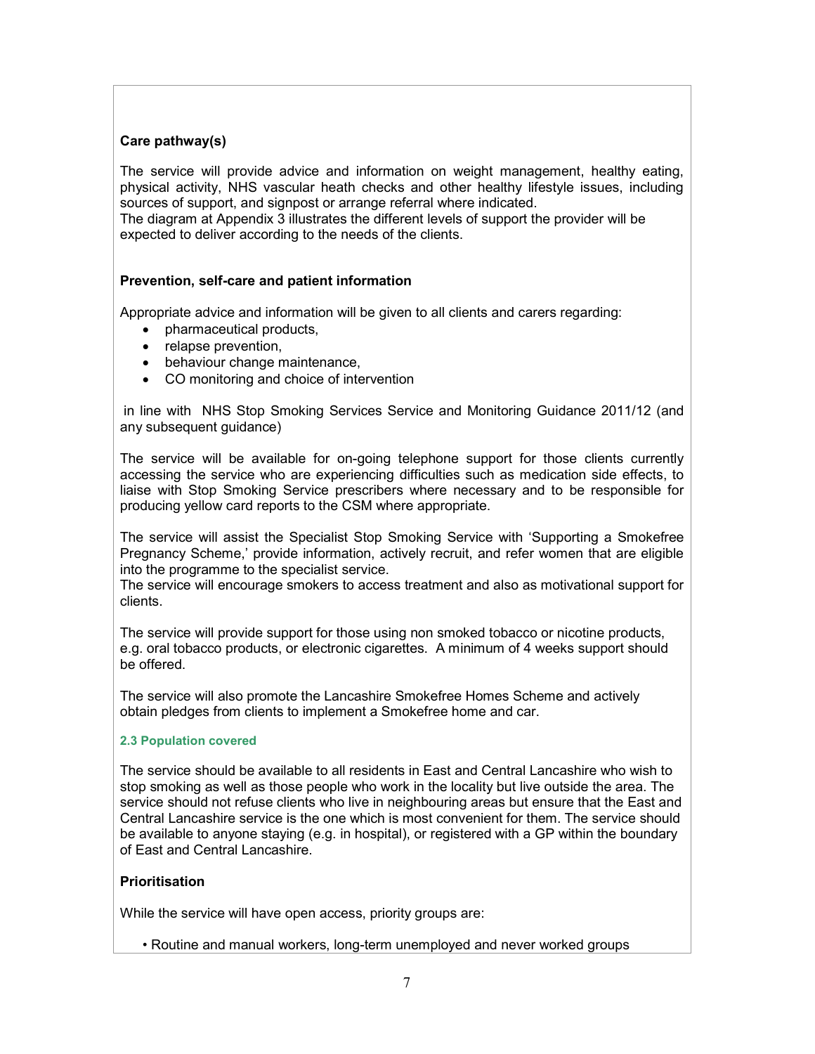**Care pathway(s)**

The service will provide advice and information on weight management, healthy eating, physical activity, NHS vascular heath checks and other healthy lifestyle issues, including sources of support, and signpost or arrange referral where indicated.
The diagram at Appendix 3 illustrates the different levels of support the provider will be expected to deliver according to the needs of the clients.

**Prevention, self-care and patient information**

Appropriate advice and information will be given to all clients and carers regarding:

- pharmaceutical products,
- relapse prevention,
- behaviour change maintenance,
- CO monitoring and choice of intervention

in line with NHS Stop Smoking Services Service and Monitoring Guidance 2011/12 (and any subsequent guidance)

The service will be available for on-going telephone support for those clients currently accessing the service who are experiencing difficulties such as medication side effects, to liaise with Stop Smoking Service prescribers where necessary and to be responsible for producing yellow card reports to the CSM where appropriate.

The service will assist the Specialist Stop Smoking Service with 'Supporting a Smokefree Pregnancy Scheme,' provide information, actively recruit, and refer women that are eligible into the programme to the specialist service.
The service will encourage smokers to access treatment and also as motivational support for clients.

The service will provide support for those using non smoked tobacco or nicotine products, e.g. oral tobacco products, or electronic cigarettes. A minimum of 4 weeks support should be offered.

The service will also promote the Lancashire Smokefree Homes Scheme and actively obtain pledges from clients to implement a Smokefree home and car.

### 2.3 Population covered

The service should be available to all residents in East and Central Lancashire who wish to stop smoking as well as those people who work in the locality but live outside the area. The service should not refuse clients who live in neighbouring areas but ensure that the East and Central Lancashire service is the one which is most convenient for them. The service should be available to anyone staying (e.g. in hospital), or registered with a GP within the boundary of East and Central Lancashire.

**Prioritisation**

While the service will have open access, priority groups are:

- Routine and manual workers, long-term unemployed and never worked groups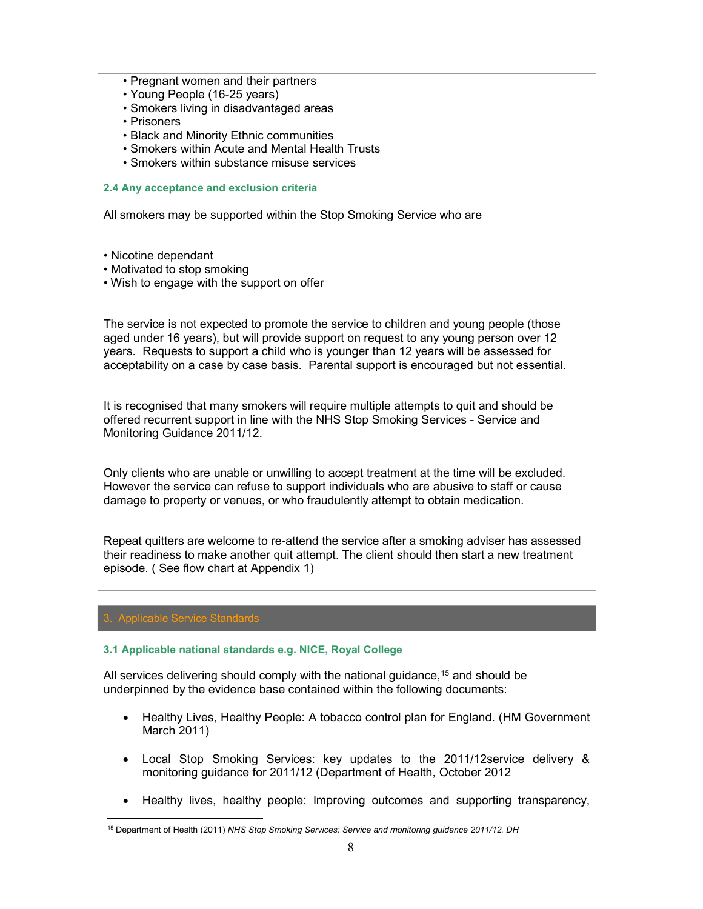- Pregnant women and their partners
- Young People (16-25 years)
- Smokers living in disadvantaged areas
- Prisoners
- Black and Minority Ethnic communities
- Smokers within Acute and Mental Health Trusts
- Smokers within substance misuse services

### 2.4 Any acceptance and exclusion criteria

All smokers may be supported within the Stop Smoking Service who are

- Nicotine dependant
- Motivated to stop smoking
- Wish to engage with the support on offer

The service is not expected to promote the service to children and young people (those aged under 16 years), but will provide support on request to any young person over 12 years. Requests to support a child who is younger than 12 years will be assessed for acceptability on a case by case basis. Parental support is encouraged but not essential.

It is recognised that many smokers will require multiple attempts to quit and should be offered recurrent support in line with the NHS Stop Smoking Services - Service and Monitoring Guidance 2011/12.

Only clients who are unable or unwilling to accept treatment at the time will be excluded. However the service can refuse to support individuals who are abusive to staff or cause damage to property or venues, or who fraudulently attempt to obtain medication.

Repeat quitters are welcome to re-attend the service after a smoking adviser has assessed their readiness to make another quit attempt. The client should then start a new treatment episode. ( See flow chart at Appendix 1)

## 3. Applicable Service Standards

### 3.1 Applicable national standards e.g. NICE, Royal College

All services delivering should comply with the national guidance,[15] and should be underpinned by the evidence base contained within the following documents:

- Healthy Lives, Healthy People: A tobacco control plan for England. (HM Government March 2011)
- Local Stop Smoking Services: key updates to the 2011/12service delivery & monitoring guidance for 2011/12 (Department of Health, October 2012
- Healthy lives, healthy people: Improving outcomes and supporting transparency,

[15] Department of Health (2011) *NHS Stop Smoking Services: Service and monitoring guidance 2011/12. DH*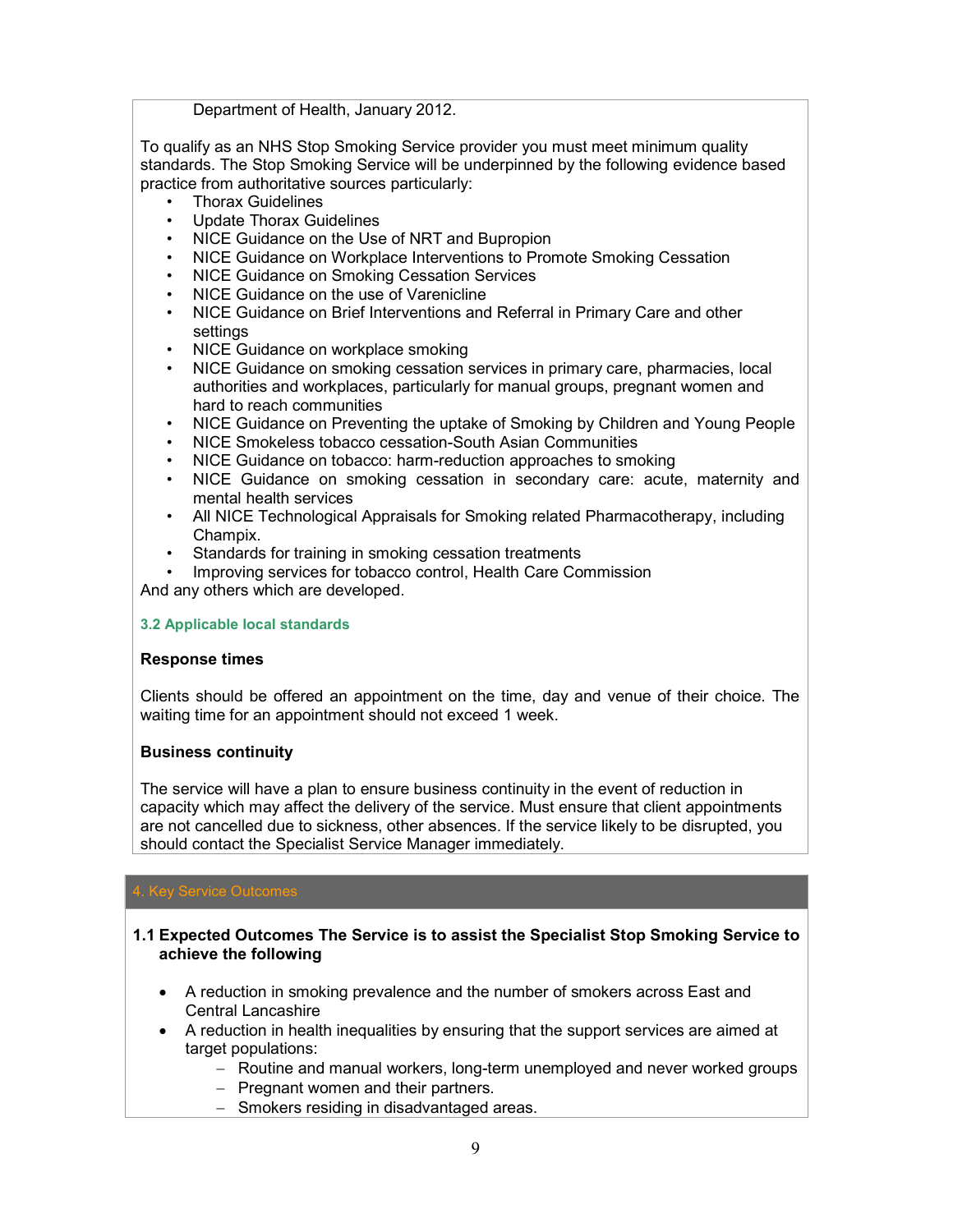Department of Health, January 2012.

To qualify as an NHS Stop Smoking Service provider you must meet minimum quality standards. The Stop Smoking Service will be underpinned by the following evidence based practice from authoritative sources particularly:

- Thorax Guidelines
- Update Thorax Guidelines
- NICE Guidance on the Use of NRT and Bupropion
- NICE Guidance on Workplace Interventions to Promote Smoking Cessation
- NICE Guidance on Smoking Cessation Services
- NICE Guidance on the use of Varenicline
- NICE Guidance on Brief Interventions and Referral in Primary Care and other settings
- NICE Guidance on workplace smoking
- NICE Guidance on smoking cessation services in primary care, pharmacies, local authorities and workplaces, particularly for manual groups, pregnant women and hard to reach communities
- NICE Guidance on Preventing the uptake of Smoking by Children and Young People
- NICE Smokeless tobacco cessation-South Asian Communities
- NICE Guidance on tobacco: harm-reduction approaches to smoking
- NICE Guidance on smoking cessation in secondary care: acute, maternity and mental health services
- All NICE Technological Appraisals for Smoking related Pharmacotherapy, including Champix.
- Standards for training in smoking cessation treatments
- Improving services for tobacco control, Health Care Commission

And any others which are developed.

### 3.2 Applicable local standards

**Response times**

Clients should be offered an appointment on the time, day and venue of their choice. The waiting time for an appointment should not exceed 1 week.

**Business continuity**

The service will have a plan to ensure business continuity in the event of reduction in capacity which may affect the delivery of the service. Must ensure that client appointments are not cancelled due to sickness, other absences. If the service likely to be disrupted, you should contact the Specialist Service Manager immediately.

## 4. Key Service Outcomes

**1.1 Expected Outcomes The Service is to assist the Specialist Stop Smoking Service to achieve the following**

- A reduction in smoking prevalence and the number of smokers across East and Central Lancashire
- A reduction in health inequalities by ensuring that the support services are aimed at target populations:
  - Routine and manual workers, long-term unemployed and never worked groups
  - Pregnant women and their partners.
  - Smokers residing in disadvantaged areas.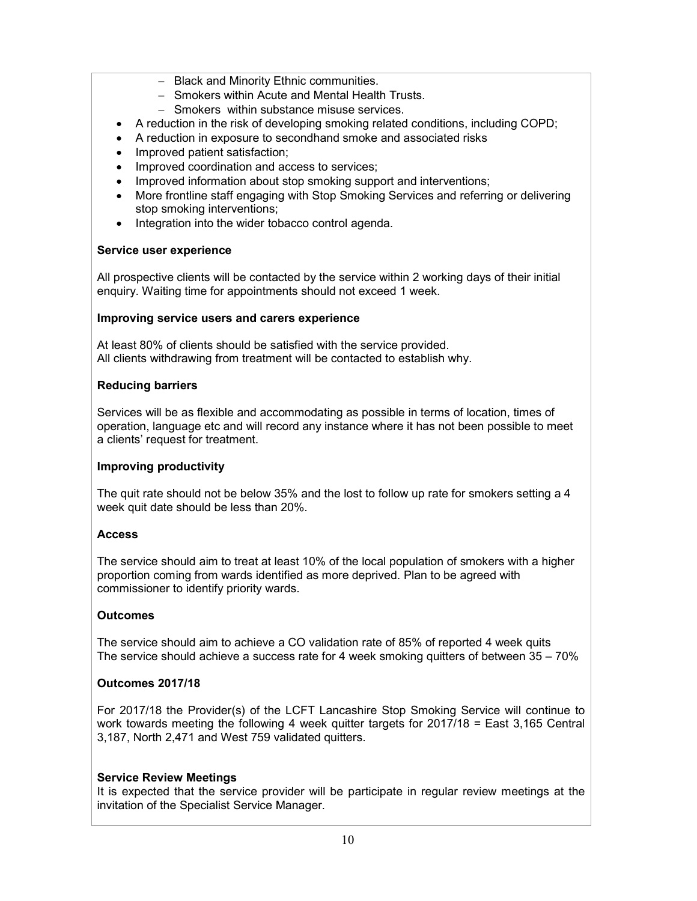- Black and Minority Ethnic communities.
    - Smokers within Acute and Mental Health Trusts.
    - Smokers  within substance misuse services.
- A reduction in the risk of developing smoking related conditions, including COPD;
- A reduction in exposure to secondhand smoke and associated risks
- Improved patient satisfaction;
- Improved coordination and access to services;
- Improved information about stop smoking support and interventions;
- More frontline staff engaging with Stop Smoking Services and referring or delivering stop smoking interventions;
- Integration into the wider tobacco control agenda.

**Service user experience**

All prospective clients will be contacted by the service within 2 working days of their initial enquiry. Waiting time for appointments should not exceed 1 week.

**Improving service users and carers experience**

At least 80% of clients should be satisfied with the service provided.
All clients withdrawing from treatment will be contacted to establish why.

**Reducing barriers**

Services will be as flexible and accommodating as possible in terms of location, times of operation, language etc and will record any instance where it has not been possible to meet a clients' request for treatment.

**Improving productivity**

The quit rate should not be below 35% and the lost to follow up rate for smokers setting a 4 week quit date should be less than 20%.

**Access**

The service should aim to treat at least 10% of the local population of smokers with a higher proportion coming from wards identified as more deprived. Plan to be agreed with commissioner to identify priority wards.

**Outcomes**

The service should aim to achieve a CO validation rate of 85% of reported 4 week quits
The service should achieve a success rate for 4 week smoking quitters of between 35 – 70%

**Outcomes 2017/18**

For 2017/18 the Provider(s) of the LCFT Lancashire Stop Smoking Service will continue to work towards meeting the following 4 week quitter targets for 2017/18 = East 3,165 Central 3,187, North 2,471 and West 759 validated quitters.

**Service Review Meetings**
It is expected that the service provider will be participate in regular review meetings at the invitation of the Specialist Service Manager.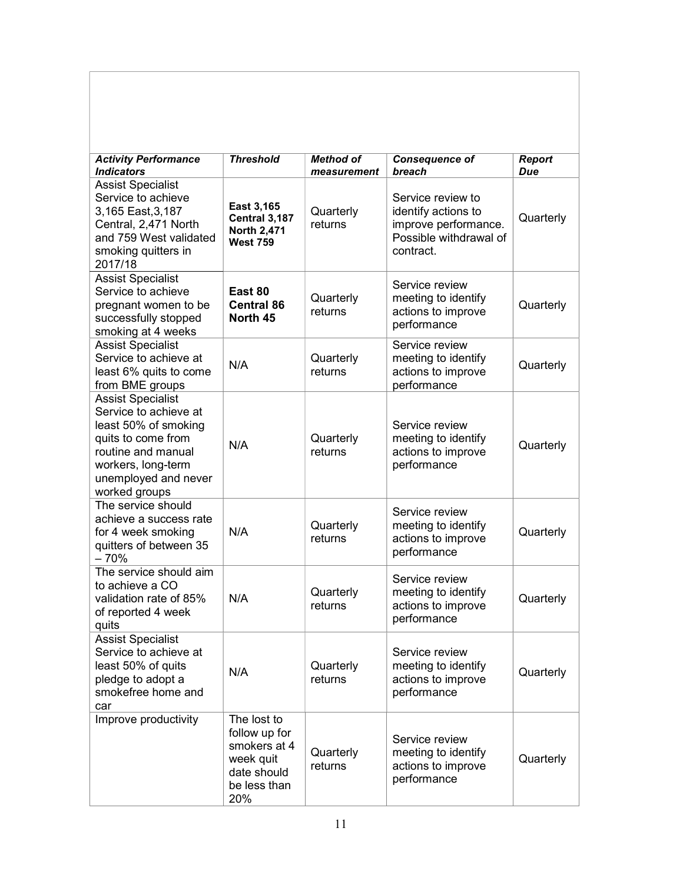| ***Activity Performance Indicators*** | ***Threshold*** | ***Method of measurement*** | ***Consequence of breach*** | ***Report Due*** |
|---|---|---|---|---|
| Assist Specialist Service to achieve 3,165 East,3,187 Central, 2,471 North and 759 West validated smoking quitters in 2017/18 | **East 3,165 Central 3,187 North 2,471 West 759** | Quarterly returns | Service review to identify actions to improve performance. Possible withdrawal of contract. | Quarterly |
| Assist Specialist Service to achieve pregnant women to be successfully stopped smoking at 4 weeks | **East 80 Central 86 North 45** | Quarterly returns | Service review meeting to identify actions to improve performance | Quarterly |
| Assist Specialist Service to achieve at least 6% quits to come from BME groups | N/A | Quarterly returns | Service review meeting to identify actions to improve performance | Quarterly |
| Assist Specialist Service to achieve at least 50% of smoking quits to come from routine and manual workers, long-term unemployed and never worked groups | N/A | Quarterly returns | Service review meeting to identify actions to improve performance | Quarterly |
| The service should achieve a success rate for 4 week smoking quitters of between 35 – 70% | N/A | Quarterly returns | Service review meeting to identify actions to improve performance | Quarterly |
| The service should aim to achieve a CO validation rate of 85% of reported 4 week quits | N/A | Quarterly returns | Service review meeting to identify actions to improve performance | Quarterly |
| Assist Specialist Service to achieve at least 50% of quits pledge to adopt a smokefree home and car | N/A | Quarterly returns | Service review meeting to identify actions to improve performance | Quarterly |
| Improve productivity | The lost to follow up for smokers at 4 week quit date should be less than 20% | Quarterly returns | Service review meeting to identify actions to improve performance | Quarterly |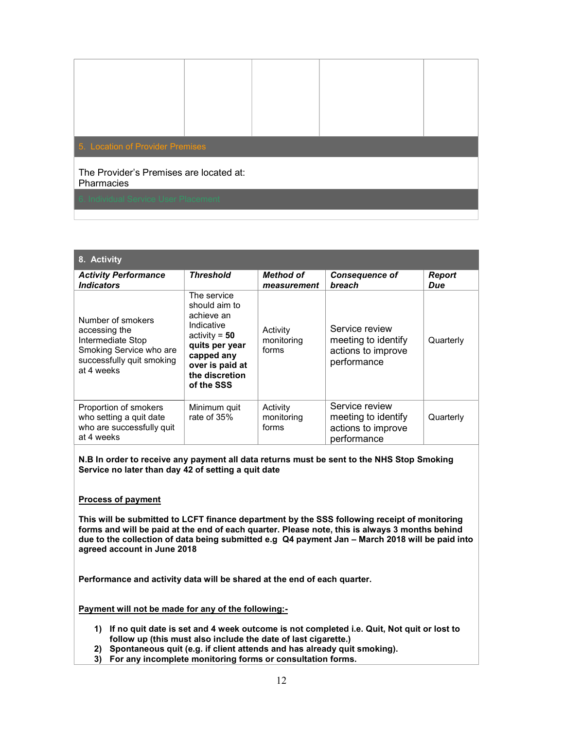## 5. Location of Provider Premises

The Provider's Premises are located at:
Pharmacies

## 6. Individual Service User Placement

## 8. Activity

| *Activity Performance Indicators* | *Threshold* | *Method of measurement* | *Consequence of breach* | *Report Due* |
|---|---|---|---|---|
| Number of smokers accessing the Intermediate Stop Smoking Service who are successfully quit smoking at 4 weeks | The service should aim to achieve an Indicative activity = **50 quits per year capped any over is paid at the discretion of the SSS** | Activity monitoring forms | Service review meeting to identify actions to improve performance | Quarterly |
| Proportion of smokers who setting a quit date who are successfully quit at 4 weeks | Minimum quit rate of 35% | Activity monitoring forms | Service review meeting to identify actions to improve performance | Quarterly |

**N.B In order to receive any payment all data returns must be sent to the NHS Stop Smoking Service no later than day 42 of setting a quit date**

**Process of payment**

**This will be submitted to LCFT finance department by the SSS following receipt of monitoring forms and will be paid at the end of each quarter. Please note, this is always 3 months behind due to the collection of data being submitted e.g Q4 payment Jan – March 2018 will be paid into agreed account in June 2018**

**Performance and activity data will be shared at the end of each quarter.**

**Payment will not be made for any of the following:-**

1) **If no quit date is set and 4 week outcome is not completed i.e. Quit, Not quit or lost to follow up (this must also include the date of last cigarette.)**
2) **Spontaneous quit (e.g. if client attends and has already quit smoking).**
3) **For any incomplete monitoring forms or consultation forms.**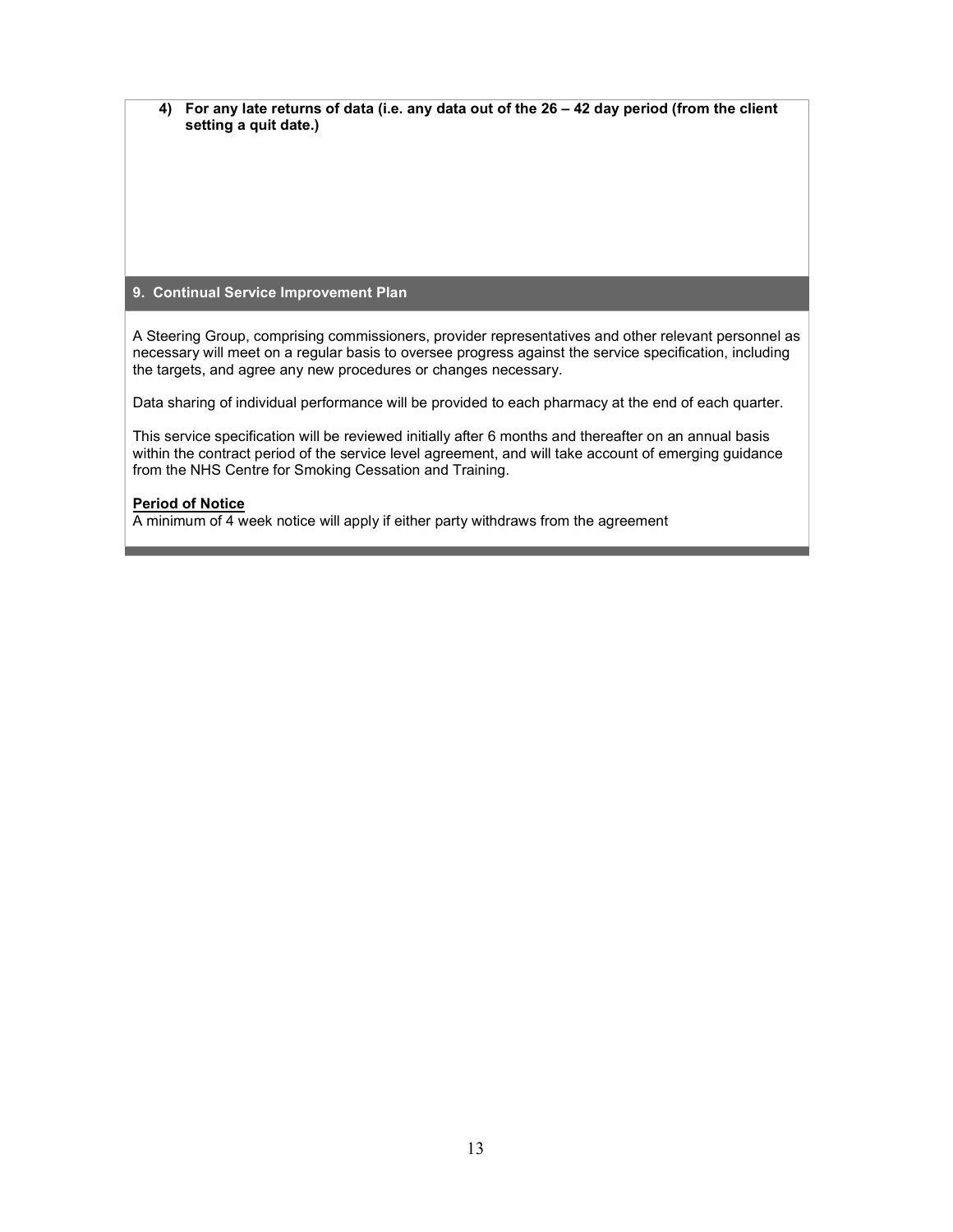**4) For any late returns of data (i.e. any data out of the 26 – 42 day period (from the client setting a quit date.)**

## 9. Continual Service Improvement Plan

A Steering Group, comprising commissioners, provider representatives and other relevant personnel as necessary will meet on a regular basis to oversee progress against the service specification, including the targets, and agree any new procedures or changes necessary.

Data sharing of individual performance will be provided to each pharmacy at the end of each quarter.

This service specification will be reviewed initially after 6 months and thereafter on an annual basis within the contract period of the service level agreement, and will take account of emerging guidance from the NHS Centre for Smoking Cessation and Training.

**Period of Notice**

A minimum of 4 week notice will apply if either party withdraws from the agreement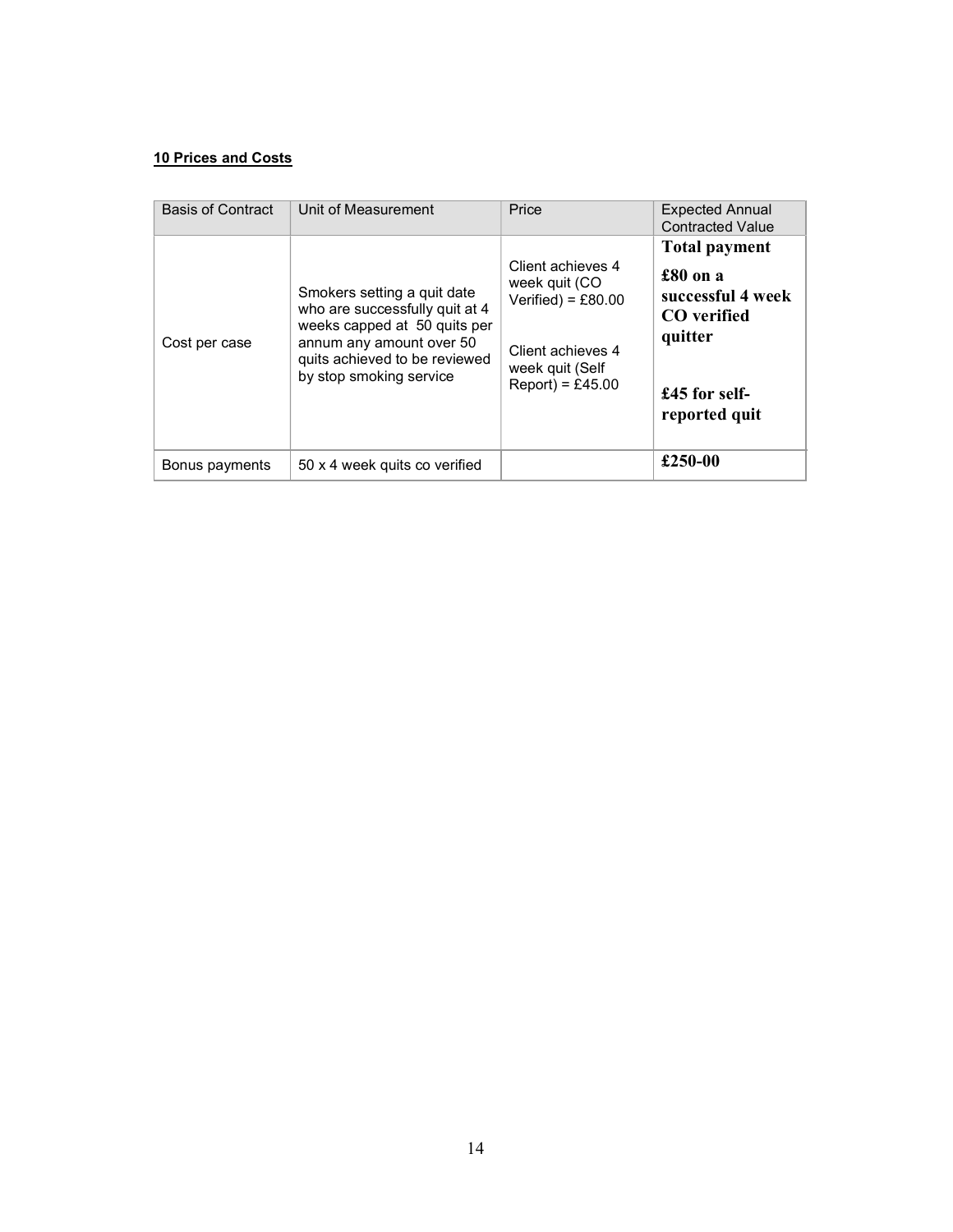**10 Prices and Costs**

| Basis of Contract | Unit of Measurement | Price | Expected Annual Contracted Value |
|---|---|---|---|
| Cost per case | Smokers setting a quit date who are successfully quit at 4 weeks capped at 50 quits per annum any amount over 50 quits achieved to be reviewed by stop smoking service | Client achieves 4 week quit (CO Verified) = £80.00<br><br>Client achieves 4 week quit (Self Report) = £45.00 | **Total payment**<br>**£80 on a successful 4 week CO verified quitter**<br><br>**£45 for self-reported quit** |
| Bonus payments | 50 x 4 week quits co verified | | **£250-00** |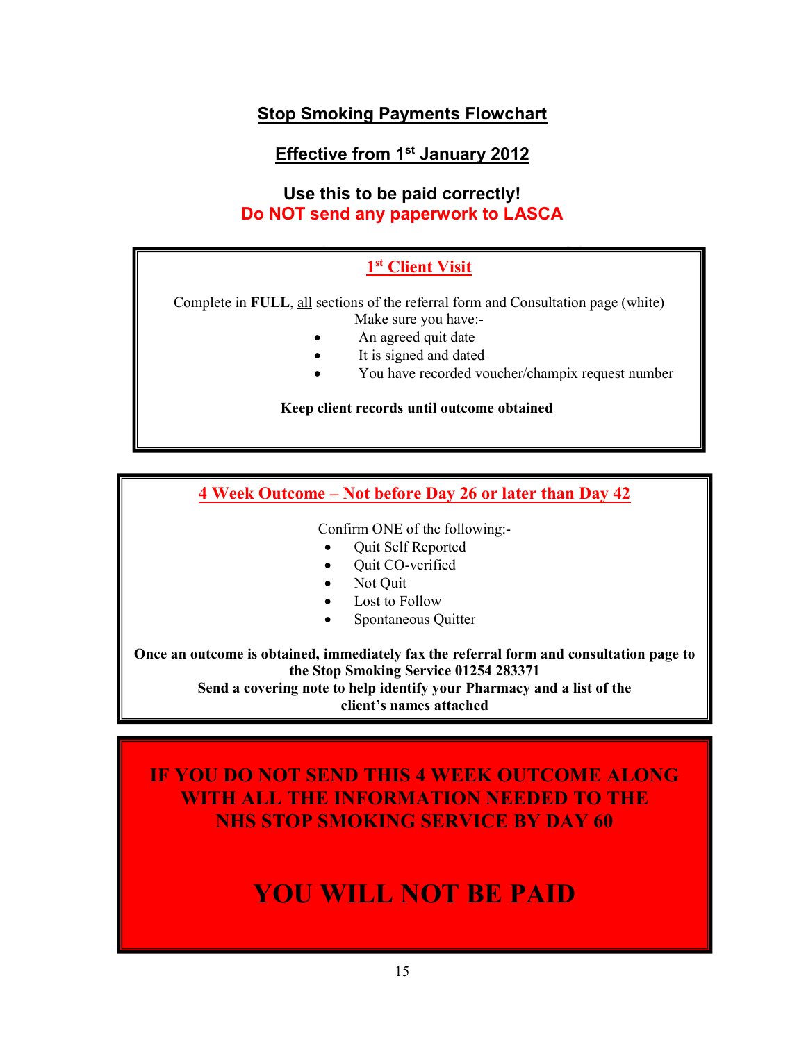# Stop Smoking Payments Flowchart

## Effective from 1st January 2012

**Use this to be paid correctly!**

**Do NOT send any paperwork to LASCA**

## 1st Client Visit

Complete in **FULL**, all sections of the referral form and Consultation page (white)

Make sure you have:-

- An agreed quit date
- It is signed and dated
- You have recorded voucher/champix request number

**Keep client records until outcome obtained**

## 4 Week Outcome – Not before Day 26 or later than Day 42

Confirm ONE of the following:-

- Quit Self Reported
- Quit CO-verified
- Not Quit
- Lost to Follow
- Spontaneous Quitter

**Once an outcome is obtained, immediately fax the referral form and consultation page to the Stop Smoking Service 01254 283371**

**Send a covering note to help identify your Pharmacy and a list of the client's names attached**

**IF YOU DO NOT SEND THIS 4 WEEK OUTCOME ALONG WITH ALL THE INFORMATION NEEDED TO THE NHS STOP SMOKING SERVICE BY DAY 60**

**YOU WILL NOT BE PAID**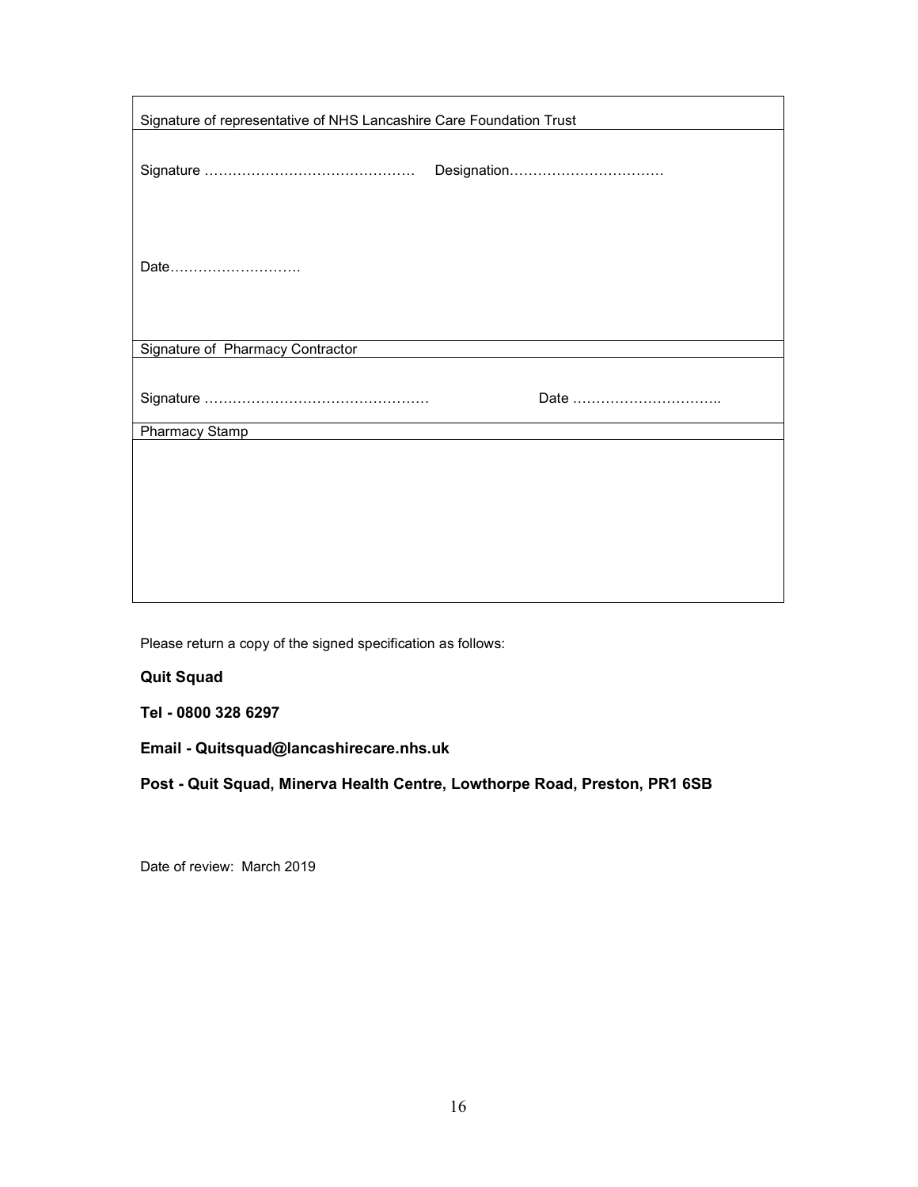| Signature of representative of NHS Lancashire Care Foundation Trust |
| --- |
| Signature ……………………………………… Designation…………………………… |
| Date………………………. |
| **Signature of Pharmacy Contractor** |
| Signature ………………………………………… Date ………………………….. |
| **Pharmacy Stamp** |
| |

Please return a copy of the signed specification as follows:

**Quit Squad**

**Tel - 0800 328 6297**

**Email - Quitsquad@lancashirecare.nhs.uk**

**Post - Quit Squad, Minerva Health Centre, Lowthorpe Road, Preston, PR1 6SB**

Date of review: March 2019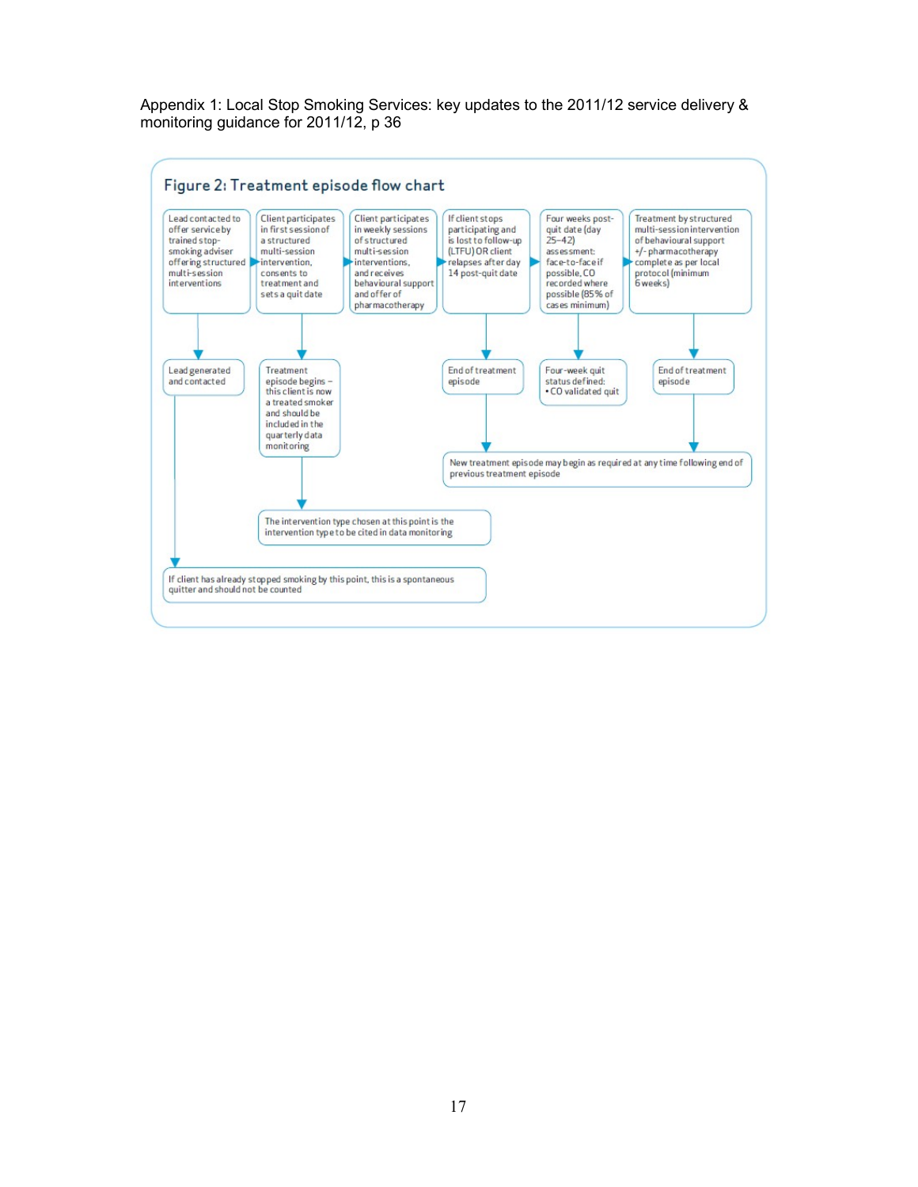Appendix 1: Local Stop Smoking Services: key updates to the 2011/12 service delivery & monitoring guidance for 2011/12, p 36

## Figure 2: Treatment episode flow chart

**Main sequence:**

1. Lead contacted to offer service by trained stop-smoking adviser offering structured multi-session interventions
   - → Lead generated and contacted
     - → If client has already stopped smoking by this point, this is a spontaneous quitter and should not be counted
2. Client participates in first session of a structured multi-session intervention, consents to treatment and sets a quit date
   - → Treatment episode begins – this client is now a treated smoker and should be included in the quarterly data monitoring
     - → The intervention type chosen at this point is the intervention type to be cited in data monitoring
3. Client participates in weekly sessions of structured multi-session interventions, and receives behavioural support and offer of pharmacotherapy
4. If client stops participating and is lost to follow-up (LTFU) OR client relapses after day 14 post-quit date
   - → End of treatment episode
     - → New treatment episode may begin as required at any time following end of previous treatment episode
5. Four weeks post-quit date (day 25–42) assessment: face-to-face if possible, CO recorded where possible (85% of cases minimum)
   - → Four-week quit status defined:
     - CO validated quit
6. Treatment by structured multi-session intervention of behavioural support +/- pharmacotherapy complete as per local protocol (minimum 6 weeks)
   - → End of treatment episode
     - → New treatment episode may begin as required at any time following end of previous treatment episode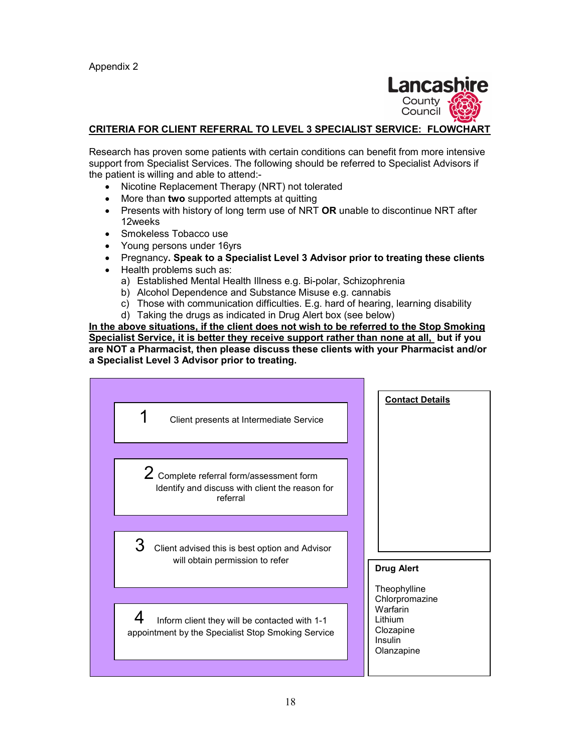Appendix 2

Lancashire County Council

## CRITERIA FOR CLIENT REFERRAL TO LEVEL 3 SPECIALIST SERVICE: FLOWCHART

Research has proven some patients with certain conditions can benefit from more intensive support from Specialist Services. The following should be referred to Specialist Advisors if the patient is willing and able to attend:-

- Nicotine Replacement Therapy (NRT) not tolerated
- More than **two** supported attempts at quitting
- Presents with history of long term use of NRT **OR** unable to discontinue NRT after 12weeks
- Smokeless Tobacco use
- Young persons under 16yrs
- Pregnancy**. Speak to a Specialist Level 3 Advisor prior to treating these clients**
- Health problems such as:
  a) Established Mental Health Illness e.g. Bi-polar, Schizophrenia
  b) Alcohol Dependence and Substance Misuse e.g. cannabis
  c) Those with communication difficulties. E.g. hard of hearing, learning disability
  d) Taking the drugs as indicated in Drug Alert box (see below)

**In the above situations, if the client does not wish to be referred to the Stop Smoking Specialist Service, it is better they receive support rather than none at all, but if you are NOT a Pharmacist, then please discuss these clients with your Pharmacist and/or a Specialist Level 3 Advisor prior to treating.**

1. Client presents at Intermediate Service
2. Complete referral form/assessment form
   Identify and discuss with client the reason for referral
3. Client advised this is best option and Advisor will obtain permission to refer
4. Inform client they will be contacted with 1-1 appointment by the Specialist Stop Smoking Service

**Contact Details**

**Drug Alert**

Theophylline
Chlorpromazine
Warfarin
Lithium
Clozapine
Insulin
Olanzapine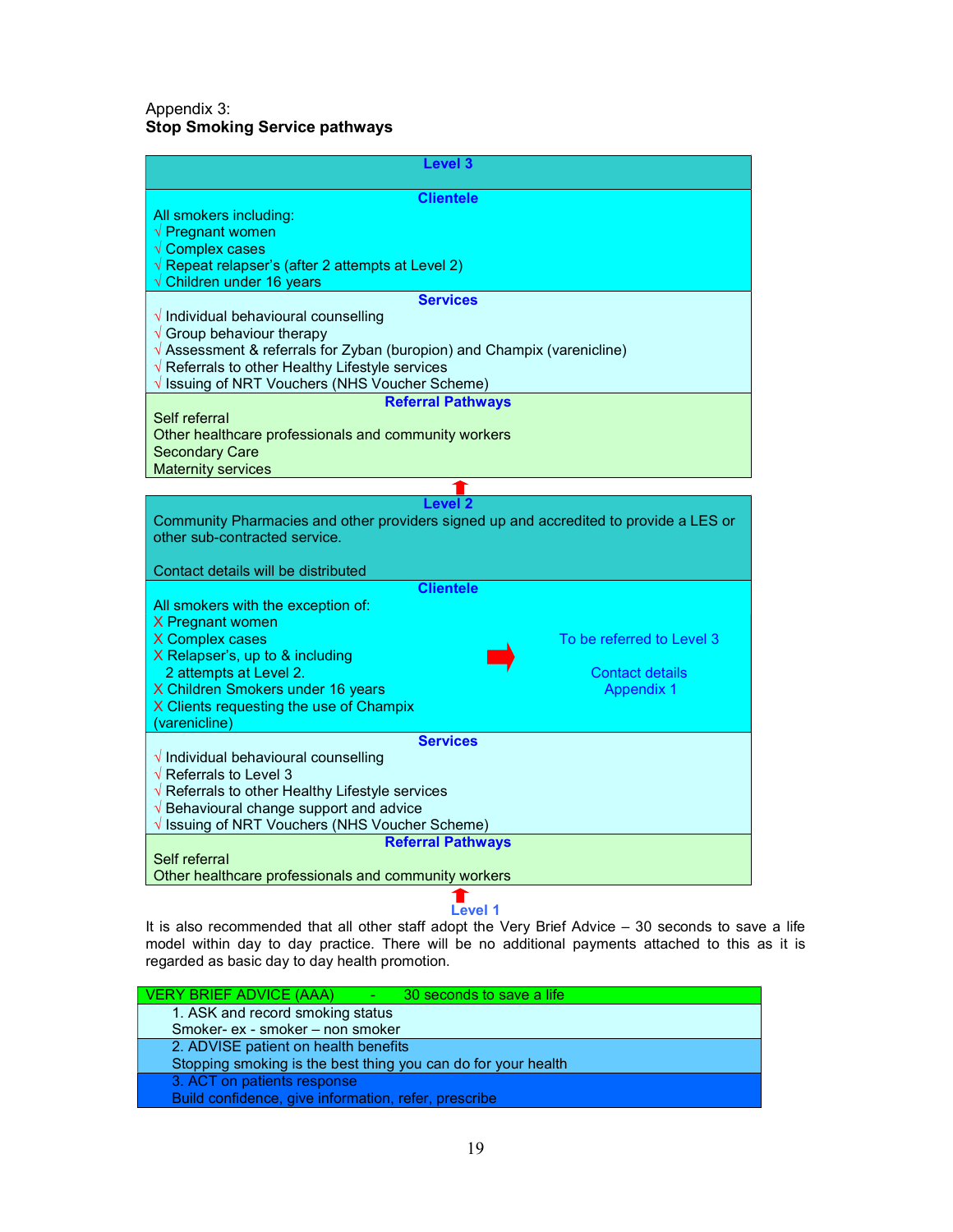Appendix 3:

**Stop Smoking Service pathways**

**Level 3**

**Clientele**

All smokers including:

√ Pregnant women
√ Complex cases
√ Repeat relapser's (after 2 attempts at Level 2)
√ Children under 16 years

**Services**

√ Individual behavioural counselling
√ Group behaviour therapy
√ Assessment & referrals for Zyban (buropion) and Champix (varenicline)
√ Referrals to other Healthy Lifestyle services
√ Issuing of NRT Vouchers (NHS Voucher Scheme)

**Referral Pathways**

Self referral
Other healthcare professionals and community workers
Secondary Care
Maternity services

**Level 2**

Community Pharmacies and other providers signed up and accredited to provide a LES or other sub-contracted service.

Contact details will be distributed

**Clientele**

All smokers with the exception of:

X Pregnant women
X Complex cases
X Relapser's, up to & including 2 attempts at Level 2.
X Children Smokers under 16 years
X Clients requesting the use of Champix (varenicline)

➡ To be referred to Level 3

Contact details Appendix 1

**Services**

√ Individual behavioural counselling
√ Referrals to Level 3
√ Referrals to other Healthy Lifestyle services
√ Behavioural change support and advice
√ Issuing of NRT Vouchers (NHS Voucher Scheme)

**Referral Pathways**

Self referral
Other healthcare professionals and community workers

**Level 1**

It is also recommended that all other staff adopt the Very Brief Advice – 30 seconds to save a life model within day to day practice. There will be no additional payments attached to this as it is regarded as basic day to day health promotion.

| VERY BRIEF ADVICE (AAA) - 30 seconds to save a life |
|---|
| 1. ASK and record smoking status<br>Smoker- ex - smoker – non smoker |
| 2. ADVISE patient on health benefits<br>Stopping smoking is the best thing you can do for your health |
| 3. ACT on patients response<br>Build confidence, give information, refer, prescribe |